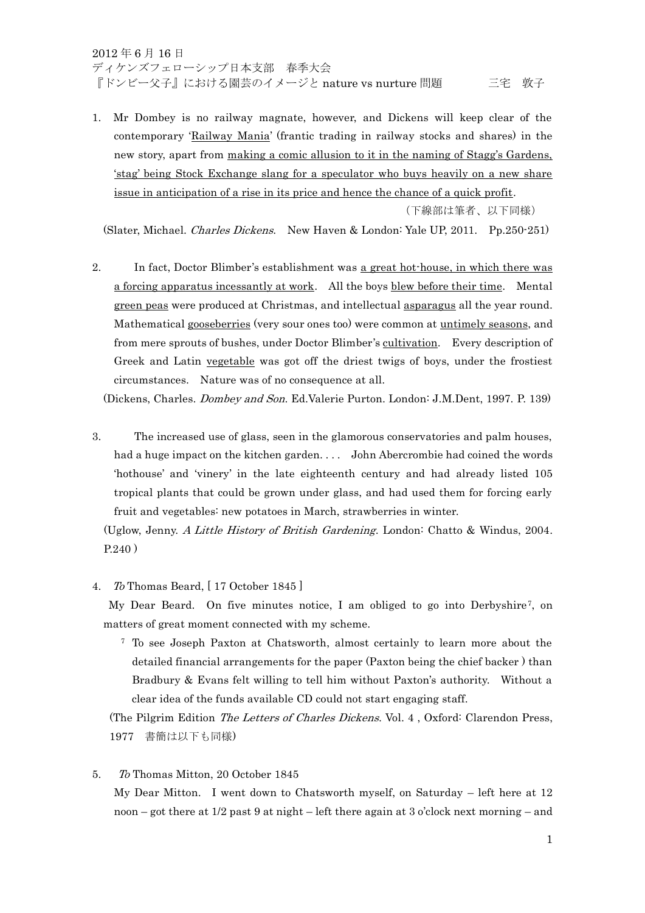2012 年 6 月 16 日
ディケンズフェローシップ日本支部　春季大会
『ドンビー父子』における園芸のイメージと nature vs nurture 問題　　　　三宅　敦子

1. Mr Dombey is no railway magnate, however, and Dickens will keep clear of the contemporary '<u>Railway Mania</u>' (frantic trading in railway stocks and shares) in the new story, apart from <u>making a comic allusion to it in the naming of Stagg's Gardens, 'stag' being Stock Exchange slang for a speculator who buys heavily on a new share issue in anticipation of a rise in its price and hence the chance of a quick profit</u>.

（下線部は筆者、以下同様）

(Slater, Michael. *Charles Dickens*. New Haven & London: Yale UP, 2011. Pp.250-251)

2. In fact, Doctor Blimber's establishment was <u>a great hot-house, in which there was a forcing apparatus incessantly at work</u>. All the boys <u>blew before their time</u>. Mental <u>green peas</u> were produced at Christmas, and intellectual <u>asparagus</u> all the year round. Mathematical <u>gooseberries</u> (very sour ones too) were common at <u>untimely seasons</u>, and from mere sprouts of bushes, under Doctor Blimber's <u>cultivation</u>. Every description of Greek and Latin <u>vegetable</u> was got off the driest twigs of boys, under the frostiest circumstances. Nature was of no consequence at all.

(Dickens, Charles. *Dombey and Son*. Ed.Valerie Purton. London: J.M.Dent, 1997. P. 139)

3. The increased use of glass, seen in the glamorous conservatories and palm houses, had a huge impact on the kitchen garden. . . . John Abercrombie had coined the words 'hothouse' and 'vinery' in the late eighteenth century and had already listed 105 tropical plants that could be grown under glass, and had used them for forcing early fruit and vegetables: new potatoes in March, strawberries in winter.

(Uglow, Jenny. *A Little History of British Gardening*. London: Chatto & Windus, 2004. P.240 )

4. *To* Thomas Beard, [ 17 October 1845 ]

My Dear Beard. On five minutes notice, I am obliged to go into Derbyshire[7], on matters of great moment connected with my scheme.

[7] To see Joseph Paxton at Chatsworth, almost certainly to learn more about the detailed financial arrangements for the paper (Paxton being the chief backer ) than Bradbury & Evans felt willing to tell him without Paxton's authority. Without a clear idea of the funds available CD could not start engaging staff.

(The Pilgrim Edition *The Letters of Charles Dickens*. Vol. 4 , Oxford: Clarendon Press, 1977　書簡は以下も同様)

5. *To* Thomas Mitton, 20 October 1845

My Dear Mitton. I went down to Chatsworth myself, on Saturday – left here at 12 noon – got there at 1/2 past 9 at night – left there again at 3 o'clock next morning – and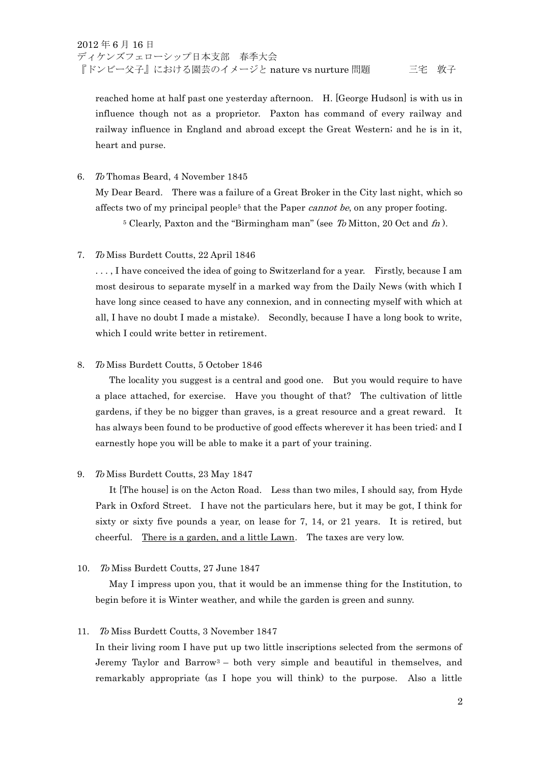reached home at half past one yesterday afternoon.  H. [George Hudson] is with us in influence though not as a proprietor.  Paxton has command of every railway and railway influence in England and abroad except the Great Western; and he is in it, heart and purse.

6. *To* Thomas Beard, 4 November 1845

   My Dear Beard.  There was a failure of a Great Broker in the City last night, which so affects two of my principal people[5] that the Paper *cannot be*, on any proper footing.

   [5] Clearly, Paxton and the "Birmingham man" (see *To* Mitton, 20 Oct and *fn* ).

7. *To* Miss Burdett Coutts, 22 April 1846

   . . . , I have conceived the idea of going to Switzerland for a year.  Firstly, because I am most desirous to separate myself in a marked way from the Daily News (with which I have long since ceased to have any connexion, and in connecting myself with which at all, I have no doubt I made a mistake).  Secondly, because I have a long book to write, which I could write better in retirement.

8. *To* Miss Burdett Coutts, 5 October 1846

   The locality you suggest is a central and good one.  But you would require to have a place attached, for exercise.  Have you thought of that?  The cultivation of little gardens, if they be no bigger than graves, is a great resource and a great reward.  It has always been found to be productive of good effects wherever it has been tried; and I earnestly hope you will be able to make it a part of your training.

9. *To* Miss Burdett Coutts, 23 May 1847

   It [The house] is on the Acton Road.  Less than two miles, I should say, from Hyde Park in Oxford Street.  I have not the particulars here, but it may be got, I think for sixty or sixty five pounds a year, on lease for 7, 14, or 21 years.  It is retired, but cheerful.  <u>There is a garden, and a little Lawn</u>.  The taxes are very low.

10. *To* Miss Burdett Coutts, 27 June 1847

    May I impress upon you, that it would be an immense thing for the Institution, to begin before it is Winter weather, and while the garden is green and sunny.

11. *To* Miss Burdett Coutts, 3 November 1847

    In their living room I have put up two little inscriptions selected from the sermons of Jeremy Taylor and Barrow[3] – both very simple and beautiful in themselves, and remarkably appropriate (as I hope you will think) to the purpose.  Also a little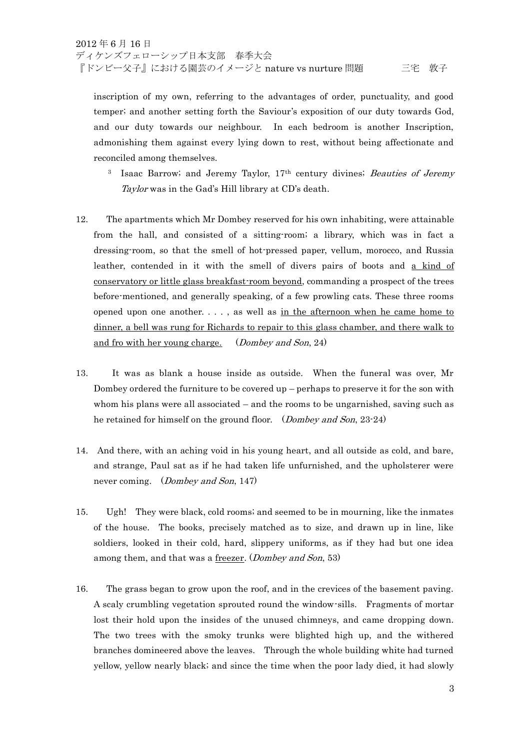inscription of my own, referring to the advantages of order, punctuality, and good temper; and another setting forth the Saviour's exposition of our duty towards God, and our duty towards our neighbour. In each bedroom is another Inscription, admonishing them against every lying down to rest, without being affectionate and reconciled among themselves.

> [3] Isaac Barrow; and Jeremy Taylor, 17th century divines; *Beauties of Jeremy Taylor* was in the Gad's Hill library at CD's death.

12. The apartments which Mr Dombey reserved for his own inhabiting, were attainable from the hall, and consisted of a sitting-room; a library, which was in fact a dressing-room, so that the smell of hot-pressed paper, vellum, morocco, and Russia leather, contended in it with the smell of divers pairs of boots and <u>a kind of conservatory or little glass breakfast-room beyond</u>, commanding a prospect of the trees before-mentioned, and generally speaking, of a few prowling cats. These three rooms opened upon one another. . . . , as well as <u>in the afternoon when he came home to dinner, a bell was rung for Richards to repair to this glass chamber, and there walk to and fro with her young charge.</u> (*Dombey and Son*, 24)

13. It was as blank a house inside as outside. When the funeral was over, Mr Dombey ordered the furniture to be covered up – perhaps to preserve it for the son with whom his plans were all associated – and the rooms to be ungarnished, saving such as he retained for himself on the ground floor. (*Dombey and Son*, 23-24)

14. And there, with an aching void in his young heart, and all outside as cold, and bare, and strange, Paul sat as if he had taken life unfurnished, and the upholsterer were never coming. (*Dombey and Son*, 147)

15. Ugh! They were black, cold rooms; and seemed to be in mourning, like the inmates of the house. The books, precisely matched as to size, and drawn up in line, like soldiers, looked in their cold, hard, slippery uniforms, as if they had but one idea among them, and that was a <u>freezer</u>. (*Dombey and Son*, 53)

16. The grass began to grow upon the roof, and in the crevices of the basement paving. A scaly crumbling vegetation sprouted round the window-sills. Fragments of mortar lost their hold upon the insides of the unused chimneys, and came dropping down. The two trees with the smoky trunks were blighted high up, and the withered branches domineered above the leaves. Through the whole building white had turned yellow, yellow nearly black; and since the time when the poor lady died, it had slowly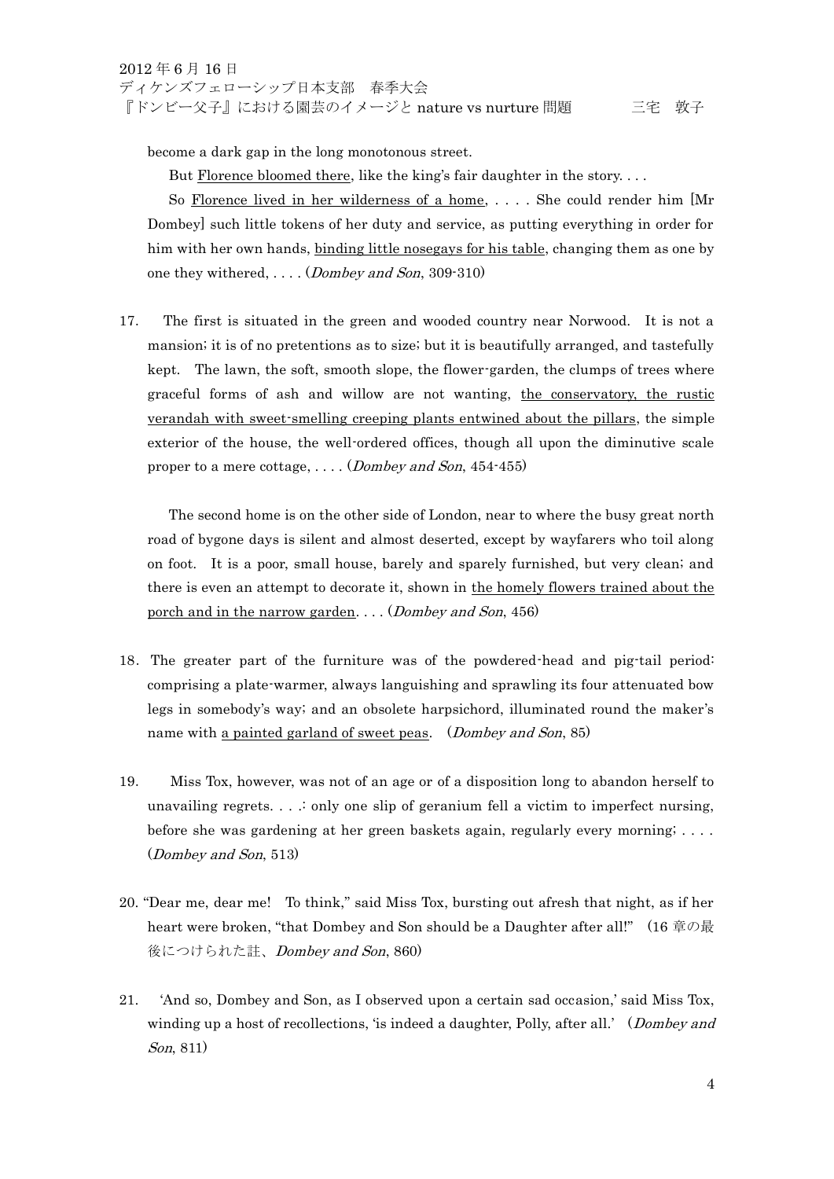become a dark gap in the long monotonous street.

But <u>Florence bloomed there</u>, like the king's fair daughter in the story. . . .

So <u>Florence lived in her wilderness of a home</u>, . . . . She could render him [Mr Dombey] such little tokens of her duty and service, as putting everything in order for him with her own hands, <u>binding little nosegays for his table</u>, changing them as one by one they withered, . . . . (*Dombey and Son*, 309-310)

17. The first is situated in the green and wooded country near Norwood. It is not a mansion; it is of no pretentions as to size; but it is beautifully arranged, and tastefully kept. The lawn, the soft, smooth slope, the flower-garden, the clumps of trees where graceful forms of ash and willow are not wanting, <u>the conservatory, the rustic verandah with sweet-smelling creeping plants entwined about the pillars</u>, the simple exterior of the house, the well-ordered offices, though all upon the diminutive scale proper to a mere cottage, . . . . (*Dombey and Son*, 454-455)

The second home is on the other side of London, near to where the busy great north road of bygone days is silent and almost deserted, except by wayfarers who toil along on foot. It is a poor, small house, barely and sparely furnished, but very clean; and there is even an attempt to decorate it, shown in <u>the homely flowers trained about the porch and in the narrow garden</u>. . . . (*Dombey and Son*, 456)

18. The greater part of the furniture was of the powdered-head and pig-tail period: comprising a plate-warmer, always languishing and sprawling its four attenuated bow legs in somebody's way; and an obsolete harpsichord, illuminated round the maker's name with <u>a painted garland of sweet peas</u>. (*Dombey and Son*, 85)

19. Miss Tox, however, was not of an age or of a disposition long to abandon herself to unavailing regrets. . . .: only one slip of geranium fell a victim to imperfect nursing, before she was gardening at her green baskets again, regularly every morning; . . . . (*Dombey and Son*, 513)

20. "Dear me, dear me! To think," said Miss Tox, bursting out afresh that night, as if her heart were broken, "that Dombey and Son should be a Daughter after all!" (16 章の最後につけられた註、*Dombey and Son*, 860)

21. 'And so, Dombey and Son, as I observed upon a certain sad occasion,' said Miss Tox, winding up a host of recollections, 'is indeed a daughter, Polly, after all.' (*Dombey and Son*, 811)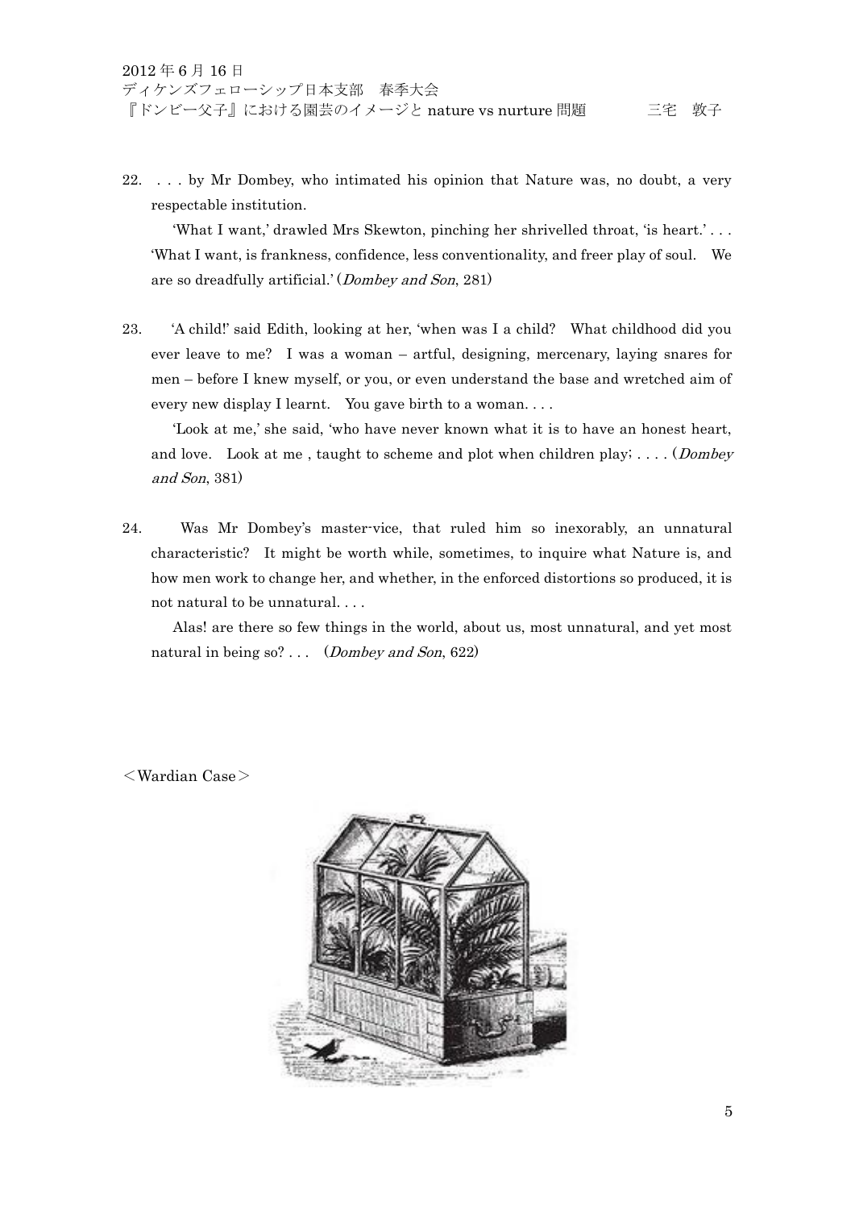22. . . . by Mr Dombey, who intimated his opinion that Nature was, no doubt, a very respectable institution.

    'What I want,' drawled Mrs Skewton, pinching her shrivelled throat, 'is heart.' . . . 'What I want, is frankness, confidence, less conventionality, and freer play of soul. We are so dreadfully artificial.' (*Dombey and Son*, 281)

23. 'A child!' said Edith, looking at her, 'when was I a child? What childhood did you ever leave to me? I was a woman – artful, designing, mercenary, laying snares for men – before I knew myself, or you, or even understand the base and wretched aim of every new display I learnt. You gave birth to a woman. . . .

    'Look at me,' she said, 'who have never known what it is to have an honest heart, and love. Look at me , taught to scheme and plot when children play; . . . . (*Dombey and Son*, 381)

24. Was Mr Dombey's master-vice, that ruled him so inexorably, an unnatural characteristic? It might be worth while, sometimes, to inquire what Nature is, and how men work to change her, and whether, in the enforced distortions so produced, it is not natural to be unnatural. . . .

    Alas! are there so few things in the world, about us, most unnatural, and yet most natural in being so? . . . (*Dombey and Son*, 622)

＜Wardian Case＞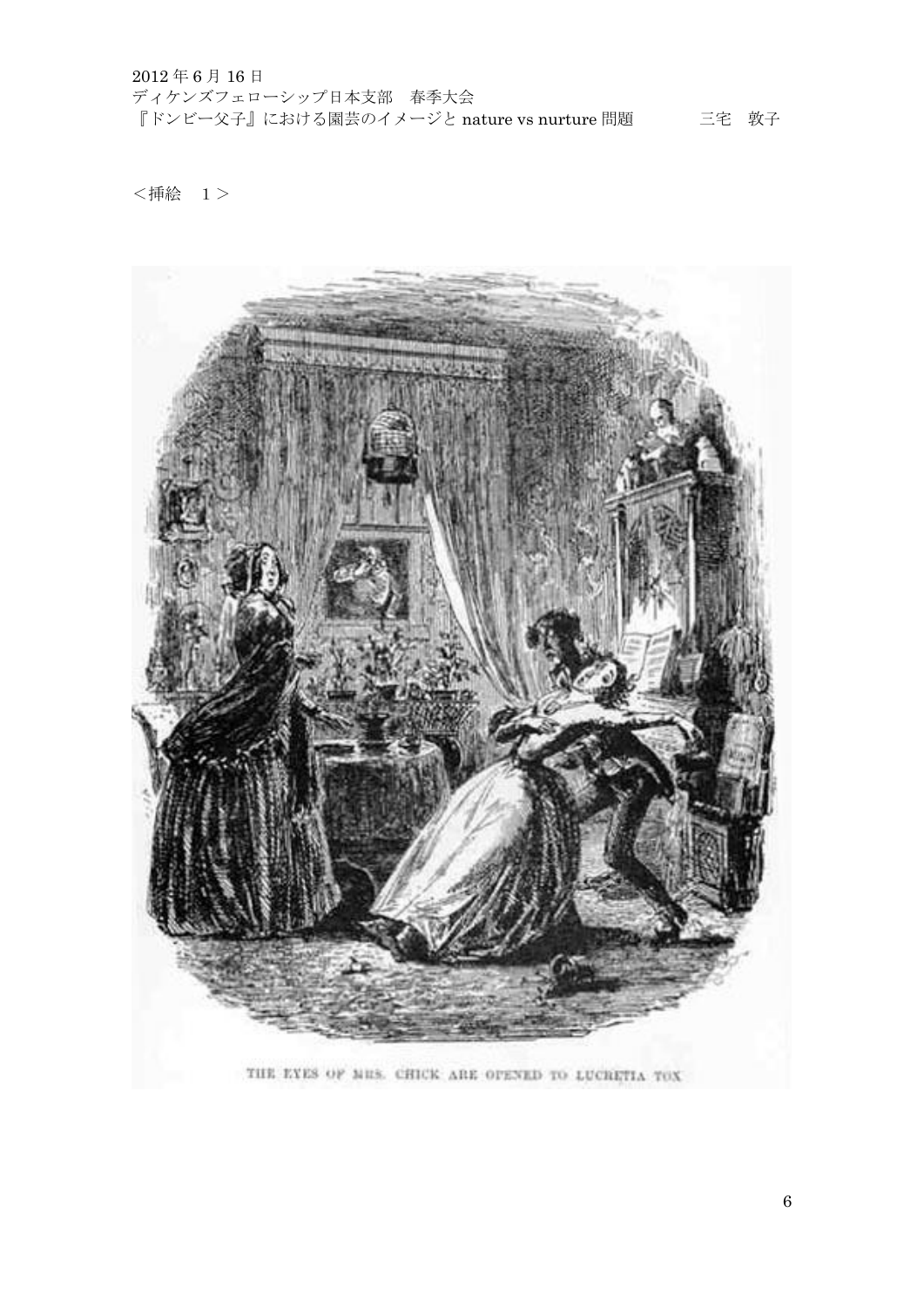2012 年 6 月 16 日
ディケンズフェローシップ日本支部　春季大会
『ドンビー父子』における園芸のイメージと nature vs nurture 問題　　　　三宅　敦子

＜挿絵　1＞

THE EYES OF MRS. CHICK ARE OPENED TO LUCRETIA TOX